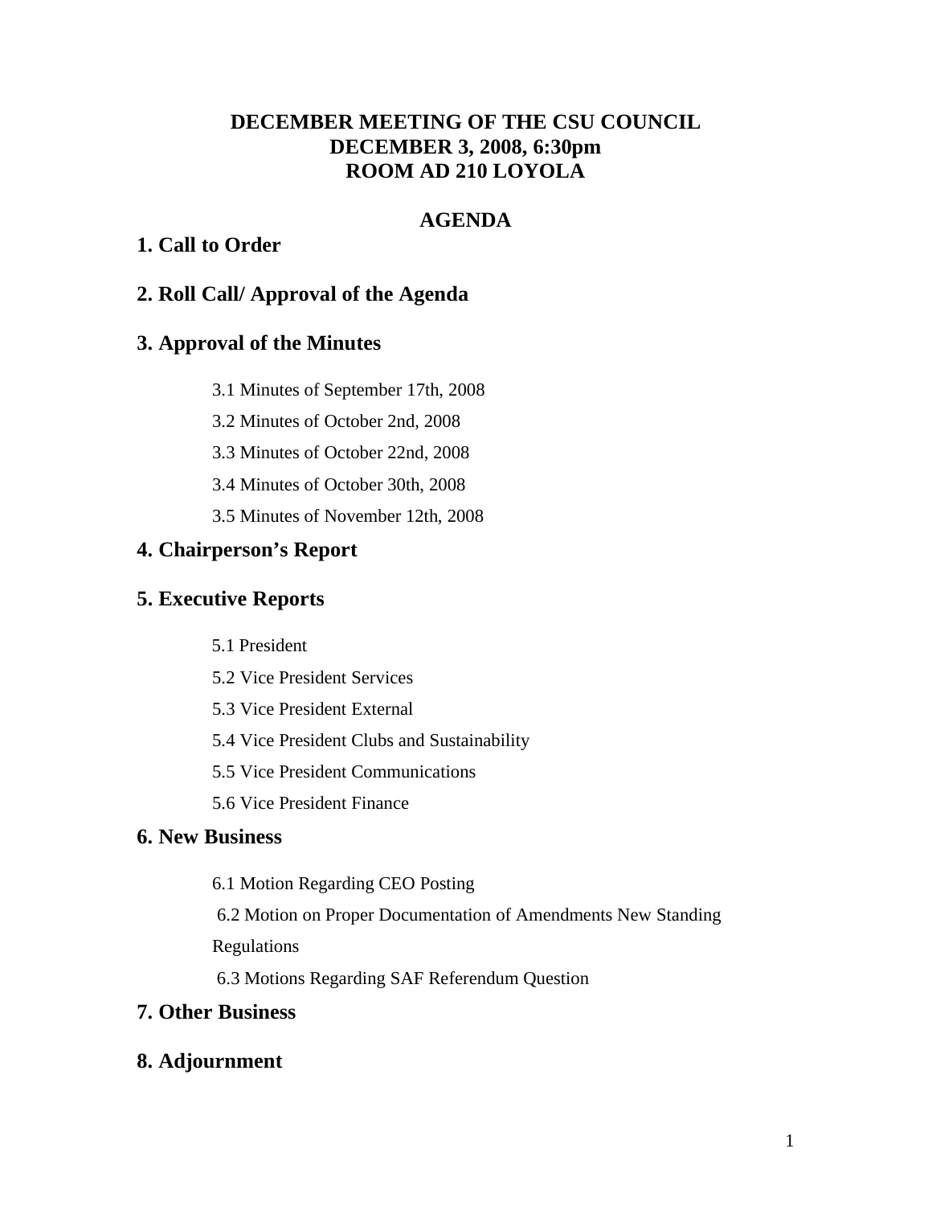# DECEMBER MEETING OF THE CSU COUNCIL
# DECEMBER 3, 2008, 6:30pm
# ROOM AD 210 LOYOLA

## AGENDA

## 1. Call to Order

## 2. Roll Call/ Approval of the Agenda

## 3. Approval of the Minutes

3.1 Minutes of September 17th, 2008

3.2 Minutes of October 2nd, 2008

3.3 Minutes of October 22nd, 2008

3.4 Minutes of October 30th, 2008

3.5 Minutes of November 12th, 2008

## 4. Chairperson's Report

## 5. Executive Reports

5.1 President

5.2 Vice President Services

5.3 Vice President External

5.4 Vice President Clubs and Sustainability

5.5 Vice President Communications

5.6 Vice President Finance

## 6. New Business

6.1 Motion Regarding CEO Posting

6.2 Motion on Proper Documentation of Amendments New Standing Regulations

6.3 Motions Regarding SAF Referendum Question

## 7. Other Business

## 8. Adjournment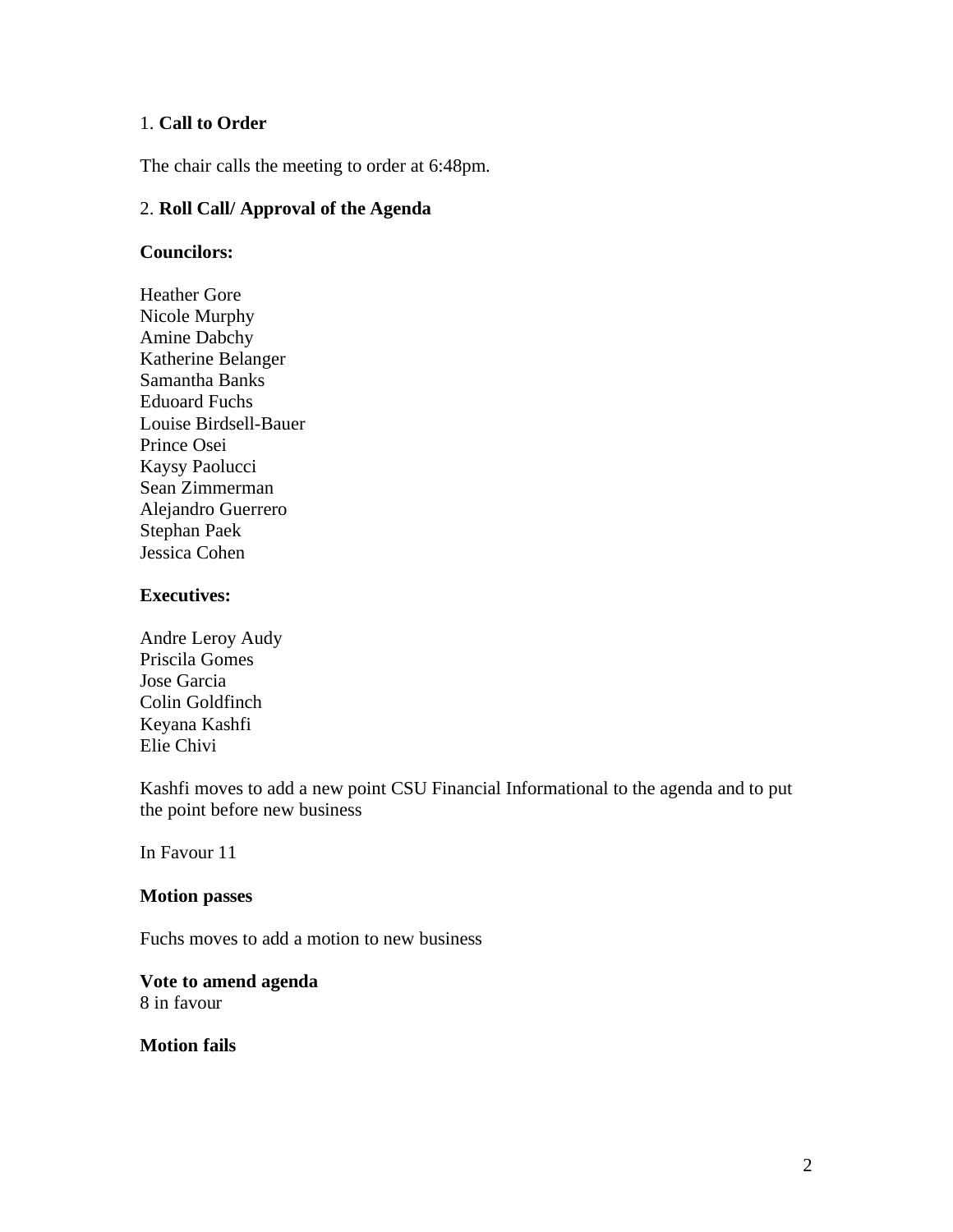1. **Call to Order**

The chair calls the meeting to order at 6:48pm.

2. **Roll Call/ Approval of the Agenda**

**Councilors:**

Heather Gore
Nicole Murphy
Amine Dabchy
Katherine Belanger
Samantha Banks
Eduoard Fuchs
Louise Birdsell-Bauer
Prince Osei
Kaysy Paolucci
Sean Zimmerman
Alejandro Guerrero
Stephan Paek
Jessica Cohen

**Executives:**

Andre Leroy Audy
Priscila Gomes
Jose Garcia
Colin Goldfinch
Keyana Kashfi
Elie Chivi

Kashfi moves to add a new point CSU Financial Informational to the agenda and to put the point before new business

In Favour 11

**Motion passes**

Fuchs moves to add a motion to new business

**Vote to amend agenda**
8 in favour

**Motion fails**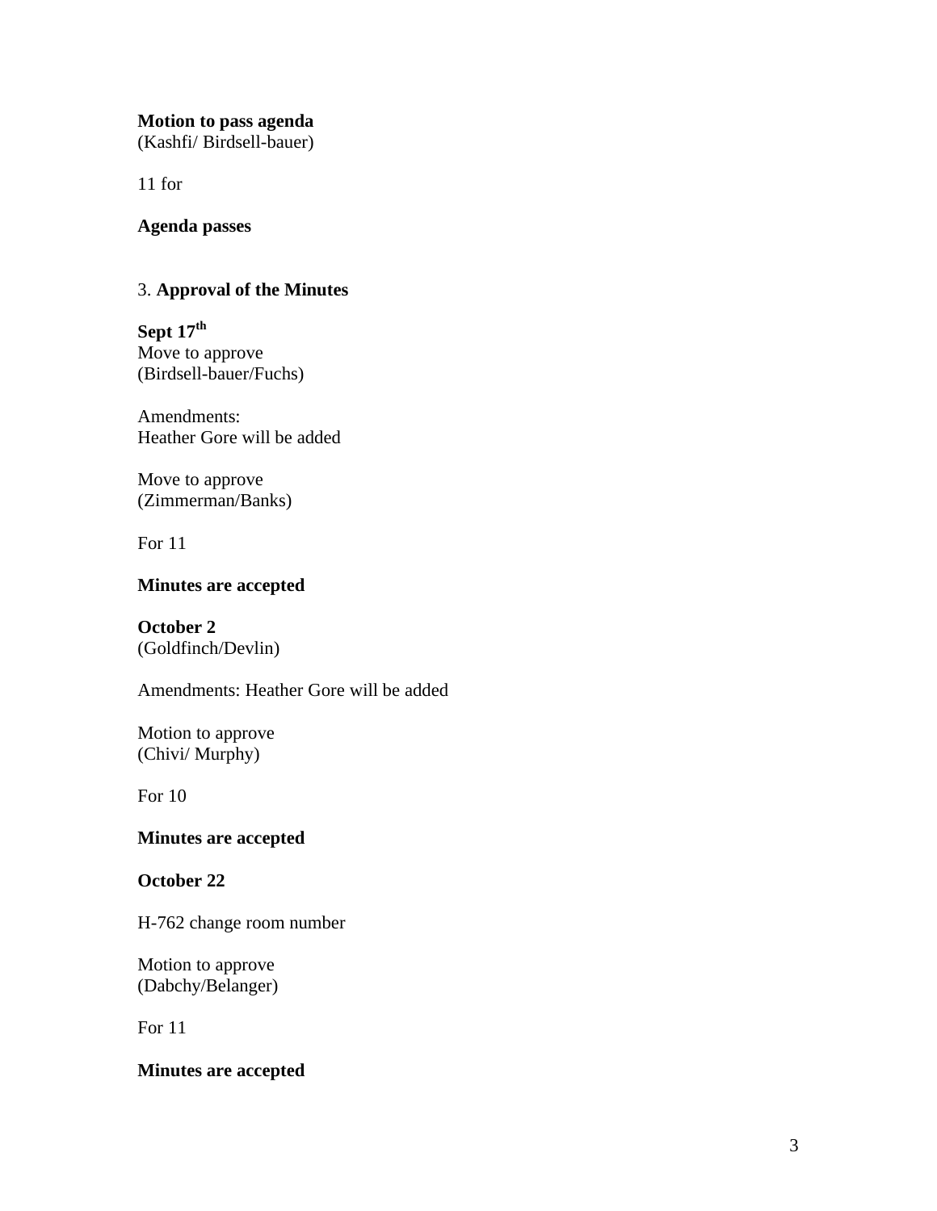**Motion to pass agenda**
(Kashfi/ Birdsell-bauer)

11 for

**Agenda passes**

3. **Approval of the Minutes**

**Sept 17th**
Move to approve
(Birdsell-bauer/Fuchs)

Amendments:
Heather Gore will be added

Move to approve
(Zimmerman/Banks)

For 11

**Minutes are accepted**

**October 2**
(Goldfinch/Devlin)

Amendments: Heather Gore will be added

Motion to approve
(Chivi/ Murphy)

For 10

**Minutes are accepted**

**October 22**

H-762 change room number

Motion to approve
(Dabchy/Belanger)

For 11

**Minutes are accepted**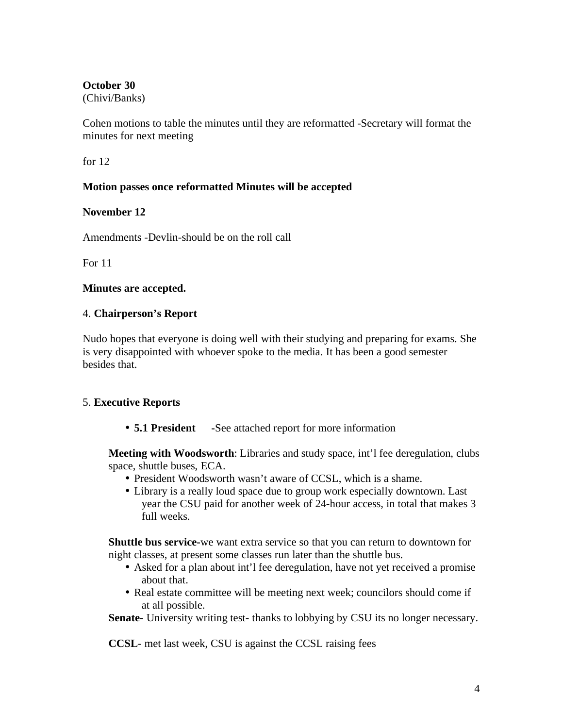**October 30**
(Chivi/Banks)

Cohen motions to table the minutes until they are reformatted -Secretary will format the minutes for next meeting

for 12

**Motion passes once reformatted Minutes will be accepted**

**November 12**

Amendments -Devlin-should be on the roll call

For 11

**Minutes are accepted.**

4. **Chairperson's Report**

Nudo hopes that everyone is doing well with their studying and preparing for exams. She is very disappointed with whoever spoke to the media. It has been a good semester besides that.

5. **Executive Reports**

- **5.1 President** -See attached report for more information

**Meeting with Woodsworth**: Libraries and study space, int'l fee deregulation, clubs space, shuttle buses, ECA.

- President Woodsworth wasn't aware of CCSL, which is a shame.
- Library is a really loud space due to group work especially downtown. Last year the CSU paid for another week of 24-hour access, in total that makes 3 full weeks.

**Shuttle bus service-**we want extra service so that you can return to downtown for night classes, at present some classes run later than the shuttle bus.

- Asked for a plan about int'l fee deregulation, have not yet received a promise about that.
- Real estate committee will be meeting next week; councilors should come if at all possible.

**Senate-** University writing test- thanks to lobbying by CSU its no longer necessary.

**CCSL**- met last week, CSU is against the CCSL raising fees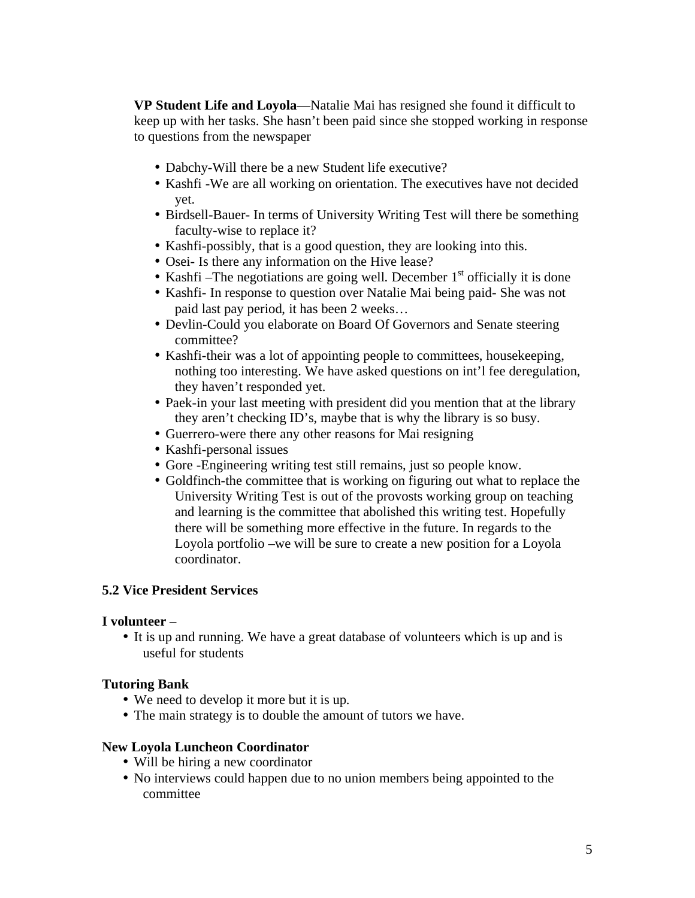**VP Student Life and Loyola**—Natalie Mai has resigned she found it difficult to keep up with her tasks. She hasn't been paid since she stopped working in response to questions from the newspaper

- Dabchy-Will there be a new Student life executive?
- Kashfi -We are all working on orientation. The executives have not decided yet.
- Birdsell-Bauer- In terms of University Writing Test will there be something faculty-wise to replace it?
- Kashfi-possibly, that is a good question, they are looking into this.
- Osei- Is there any information on the Hive lease?
- Kashfi –The negotiations are going well. December 1st officially it is done
- Kashfi- In response to question over Natalie Mai being paid- She was not paid last pay period, it has been 2 weeks…
- Devlin-Could you elaborate on Board Of Governors and Senate steering committee?
- Kashfi-their was a lot of appointing people to committees, housekeeping, nothing too interesting. We have asked questions on int'l fee deregulation, they haven't responded yet.
- Paek-in your last meeting with president did you mention that at the library they aren't checking ID's, maybe that is why the library is so busy.
- Guerrero-were there any other reasons for Mai resigning
- Kashfi-personal issues
- Gore -Engineering writing test still remains, just so people know.
- Goldfinch-the committee that is working on figuring out what to replace the University Writing Test is out of the provosts working group on teaching and learning is the committee that abolished this writing test. Hopefully there will be something more effective in the future. In regards to the Loyola portfolio –we will be sure to create a new position for a Loyola coordinator.

**5.2 Vice President Services**

**I volunteer** –

- It is up and running. We have a great database of volunteers which is up and is useful for students

**Tutoring Bank**

- We need to develop it more but it is up.
- The main strategy is to double the amount of tutors we have.

**New Loyola Luncheon Coordinator**

- Will be hiring a new coordinator
- No interviews could happen due to no union members being appointed to the committee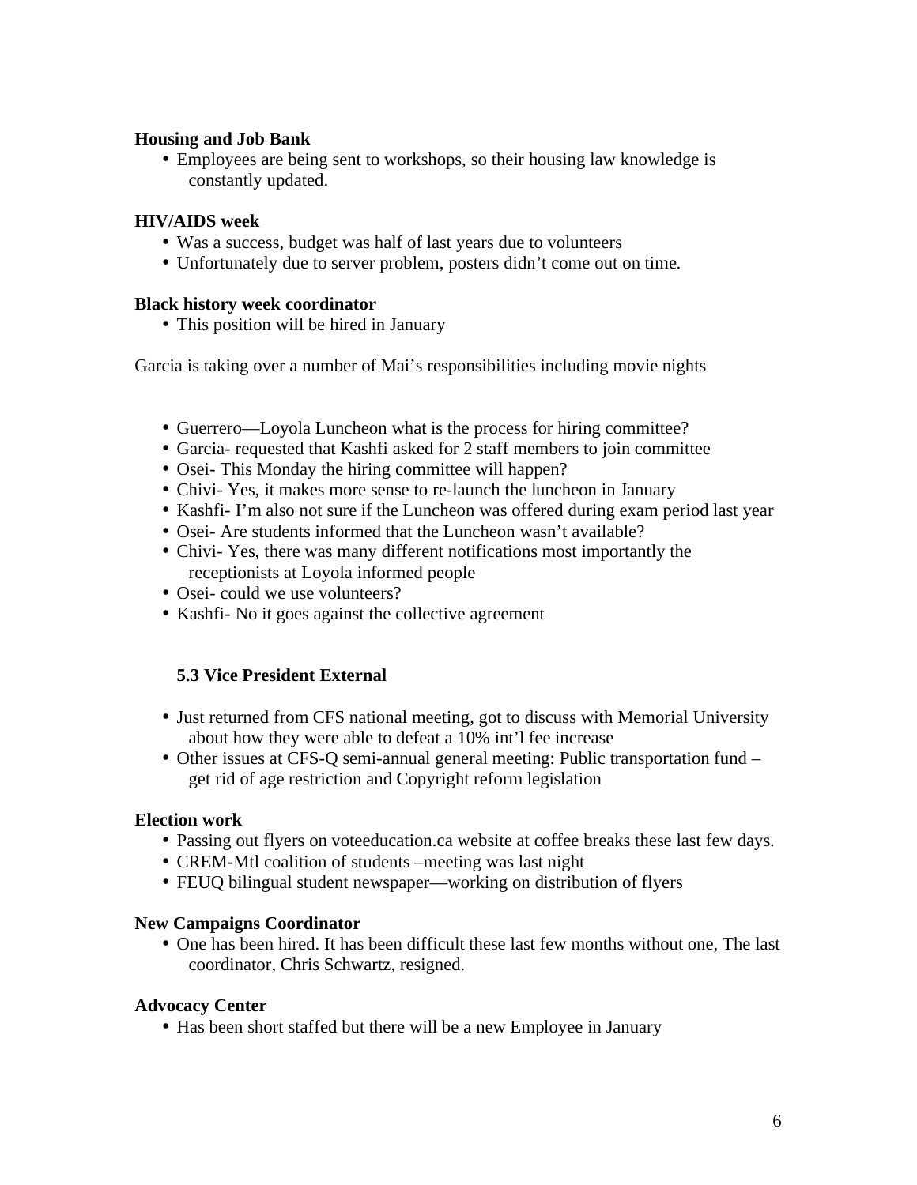**Housing and Job Bank**

- Employees are being sent to workshops, so their housing law knowledge is constantly updated.

**HIV/AIDS week**

- Was a success, budget was half of last years due to volunteers
- Unfortunately due to server problem, posters didn't come out on time.

**Black history week coordinator**

- This position will be hired in January

Garcia is taking over a number of Mai's responsibilities including movie nights

- Guerrero—Loyola Luncheon what is the process for hiring committee?
- Garcia- requested that Kashfi asked for 2 staff members to join committee
- Osei- This Monday the hiring committee will happen?
- Chivi- Yes, it makes more sense to re-launch the luncheon in January
- Kashfi- I'm also not sure if the Luncheon was offered during exam period last year
- Osei- Are students informed that the Luncheon wasn't available?
- Chivi- Yes, there was many different notifications most importantly the receptionists at Loyola informed people
- Osei- could we use volunteers?
- Kashfi- No it goes against the collective agreement

**5.3 Vice President External**

- Just returned from CFS national meeting, got to discuss with Memorial University about how they were able to defeat a 10% int'l fee increase
- Other issues at CFS-Q semi-annual general meeting: Public transportation fund – get rid of age restriction and Copyright reform legislation

**Election work**

- Passing out flyers on voteeducation.ca website at coffee breaks these last few days.
- CREM-Mtl coalition of students –meeting was last night
- FEUQ bilingual student newspaper—working on distribution of flyers

**New Campaigns Coordinator**

- One has been hired. It has been difficult these last few months without one, The last coordinator, Chris Schwartz, resigned.

**Advocacy Center**

- Has been short staffed but there will be a new Employee in January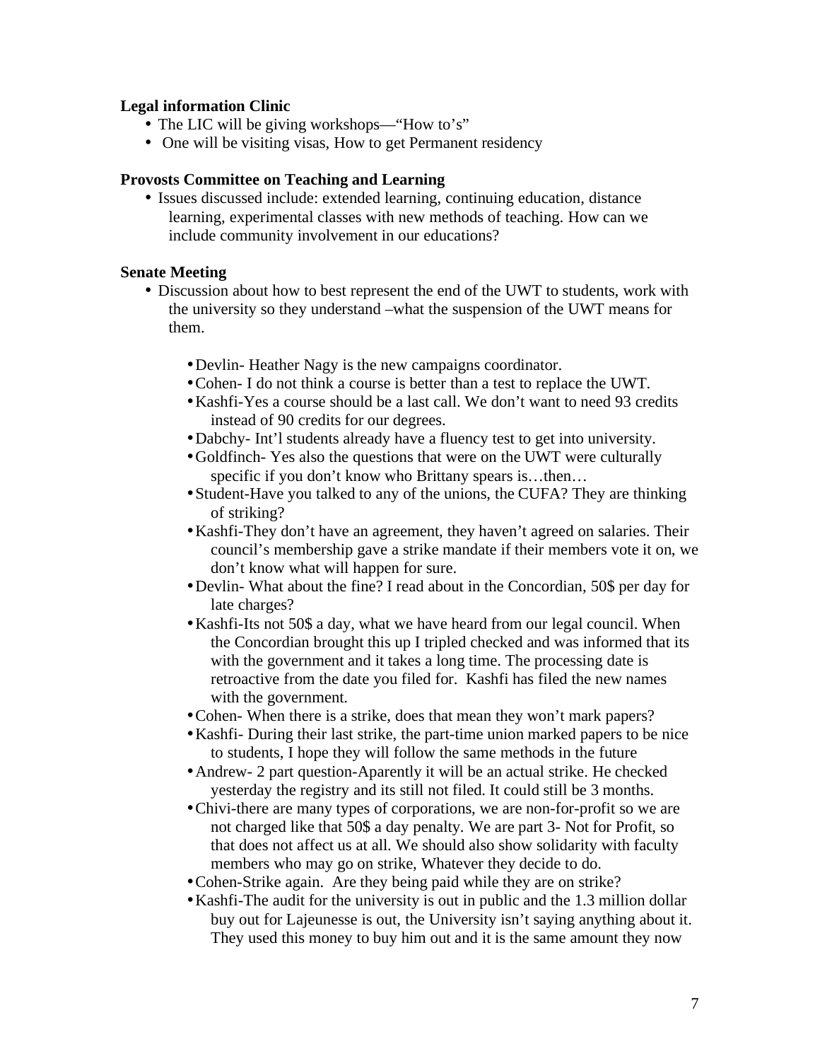**Legal information Clinic**

- The LIC will be giving workshops—"How to's"
- One will be visiting visas, How to get Permanent residency

**Provosts Committee on Teaching and Learning**

- Issues discussed include: extended learning, continuing education, distance learning, experimental classes with new methods of teaching. How can we include community involvement in our educations?

**Senate Meeting**

- Discussion about how to best represent the end of the UWT to students, work with the university so they understand –what the suspension of the UWT means for them.

  - Devlin- Heather Nagy is the new campaigns coordinator.
  - Cohen- I do not think a course is better than a test to replace the UWT.
  - Kashfi-Yes a course should be a last call. We don't want to need 93 credits instead of 90 credits for our degrees.
  - Dabchy- Int'l students already have a fluency test to get into university.
  - Goldfinch- Yes also the questions that were on the UWT were culturally specific if you don't know who Brittany spears is…then…
  - Student-Have you talked to any of the unions, the CUFA? They are thinking of striking?
  - Kashfi-They don't have an agreement, they haven't agreed on salaries. Their council's membership gave a strike mandate if their members vote it on, we don't know what will happen for sure.
  - Devlin- What about the fine? I read about in the Concordian, 50$ per day for late charges?
  - Kashfi-Its not 50$ a day, what we have heard from our legal council. When the Concordian brought this up I tripled checked and was informed that its with the government and it takes a long time. The processing date is retroactive from the date you filed for. Kashfi has filed the new names with the government.
  - Cohen- When there is a strike, does that mean they won't mark papers?
  - Kashfi- During their last strike, the part-time union marked papers to be nice to students, I hope they will follow the same methods in the future
  - Andrew- 2 part question-Aparently it will be an actual strike. He checked yesterday the registry and its still not filed. It could still be 3 months.
  - Chivi-there are many types of corporations, we are non-for-profit so we are not charged like that 50$ a day penalty. We are part 3- Not for Profit, so that does not affect us at all. We should also show solidarity with faculty members who may go on strike, Whatever they decide to do.
  - Cohen-Strike again. Are they being paid while they are on strike?
  - Kashfi-The audit for the university is out in public and the 1.3 million dollar buy out for Lajeunesse is out, the University isn't saying anything about it. They used this money to buy him out and it is the same amount they now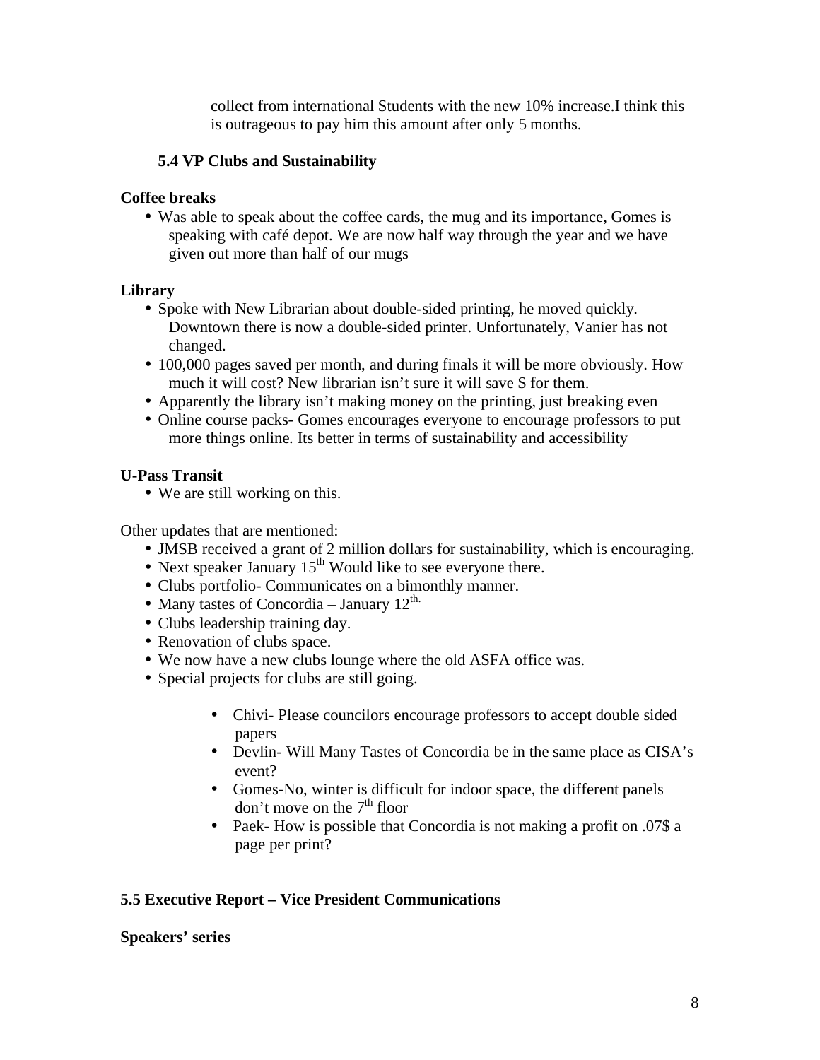collect from international Students with the new 10% increase.I think this is outrageous to pay him this amount after only 5 months.

### 5.4 VP Clubs and Sustainability

**Coffee breaks**

- Was able to speak about the coffee cards, the mug and its importance, Gomes is speaking with café depot. We are now half way through the year and we have given out more than half of our mugs

**Library**

- Spoke with New Librarian about double-sided printing, he moved quickly. Downtown there is now a double-sided printer. Unfortunately, Vanier has not changed.
- 100,000 pages saved per month, and during finals it will be more obviously. How much it will cost? New librarian isn't sure it will save $ for them.
- Apparently the library isn't making money on the printing, just breaking even
- Online course packs- Gomes encourages everyone to encourage professors to put more things online. Its better in terms of sustainability and accessibility

**U-Pass Transit**

- We are still working on this.

Other updates that are mentioned:

- JMSB received a grant of 2 million dollars for sustainability, which is encouraging.
- Next speaker January 15th Would like to see everyone there.
- Clubs portfolio- Communicates on a bimonthly manner.
- Many tastes of Concordia – January 12th.
- Clubs leadership training day.
- Renovation of clubs space.
- We now have a new clubs lounge where the old ASFA office was.
- Special projects for clubs are still going.

  - Chivi- Please councilors encourage professors to accept double sided papers
  - Devlin- Will Many Tastes of Concordia be in the same place as CISA's event?
  - Gomes-No, winter is difficult for indoor space, the different panels don't move on the 7th floor
  - Paek- How is possible that Concordia is not making a profit on .07$ a page per print?

### 5.5 Executive Report – Vice President Communications

**Speakers' series**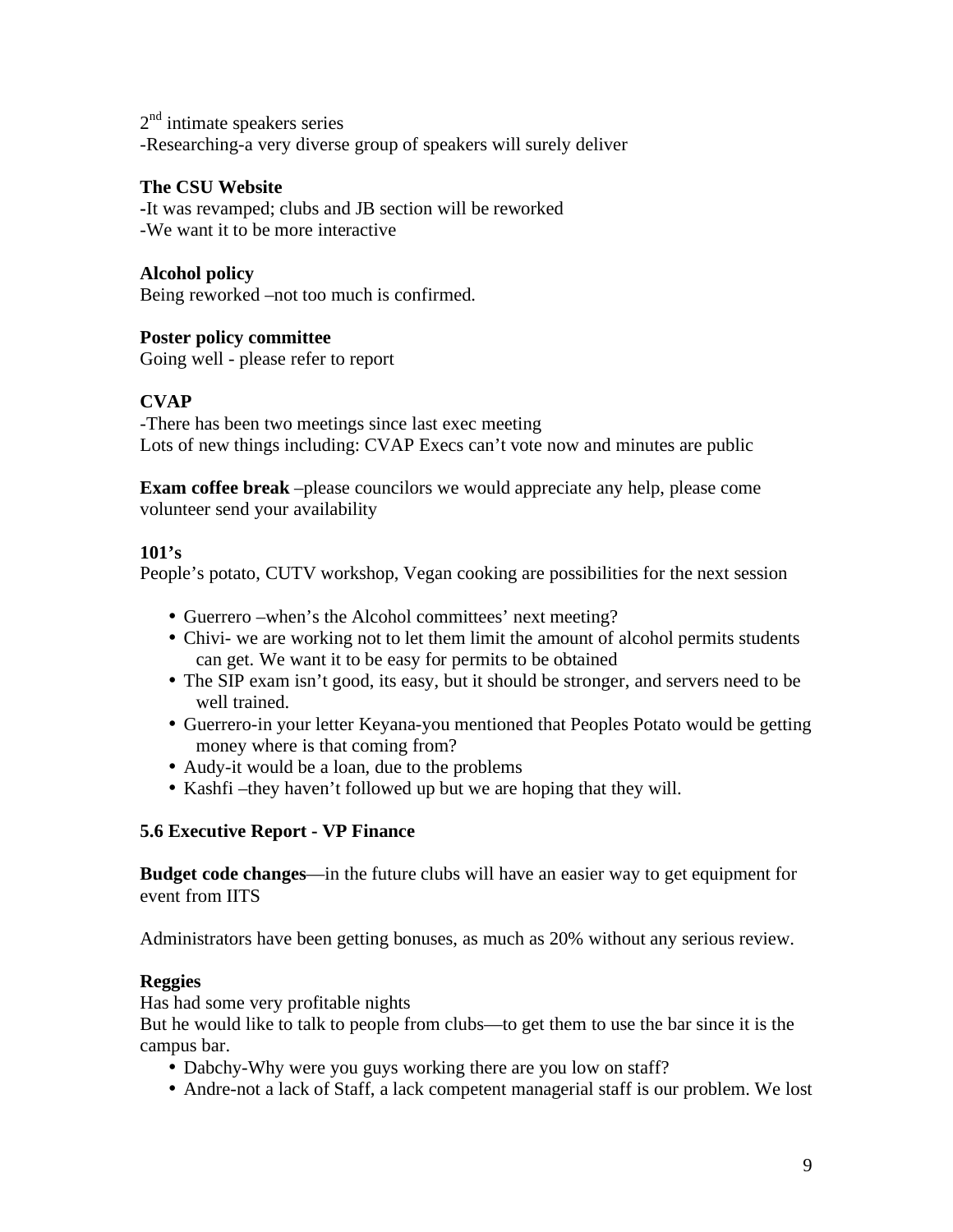2nd intimate speakers series
-Researching-a very diverse group of speakers will surely deliver

**The CSU Website**
**-**It was revamped; clubs and JB section will be reworked
-We want it to be more interactive

**Alcohol policy**
Being reworked –not too much is confirmed.

**Poster policy committee**
Going well - please refer to report

**CVAP**
-There has been two meetings since last exec meeting
Lots of new things including: CVAP Execs can't vote now and minutes are public

**Exam coffee break** –please councilors we would appreciate any help, please come volunteer send your availability

**101's**
People's potato, CUTV workshop, Vegan cooking are possibilities for the next session

- Guerrero –when's the Alcohol committees' next meeting?
- Chivi- we are working not to let them limit the amount of alcohol permits students can get. We want it to be easy for permits to be obtained
- The SIP exam isn't good, its easy, but it should be stronger, and servers need to be well trained.
- Guerrero-in your letter Keyana-you mentioned that Peoples Potato would be getting money where is that coming from?
- Audy-it would be a loan, due to the problems
- Kashfi –they haven't followed up but we are hoping that they will.

**5.6 Executive Report - VP Finance**

**Budget code changes**—in the future clubs will have an easier way to get equipment for event from IITS

Administrators have been getting bonuses, as much as 20% without any serious review.

**Reggies**
Has had some very profitable nights
But he would like to talk to people from clubs—to get them to use the bar since it is the campus bar.

- Dabchy-Why were you guys working there are you low on staff?
- Andre-not a lack of Staff, a lack competent managerial staff is our problem. We lost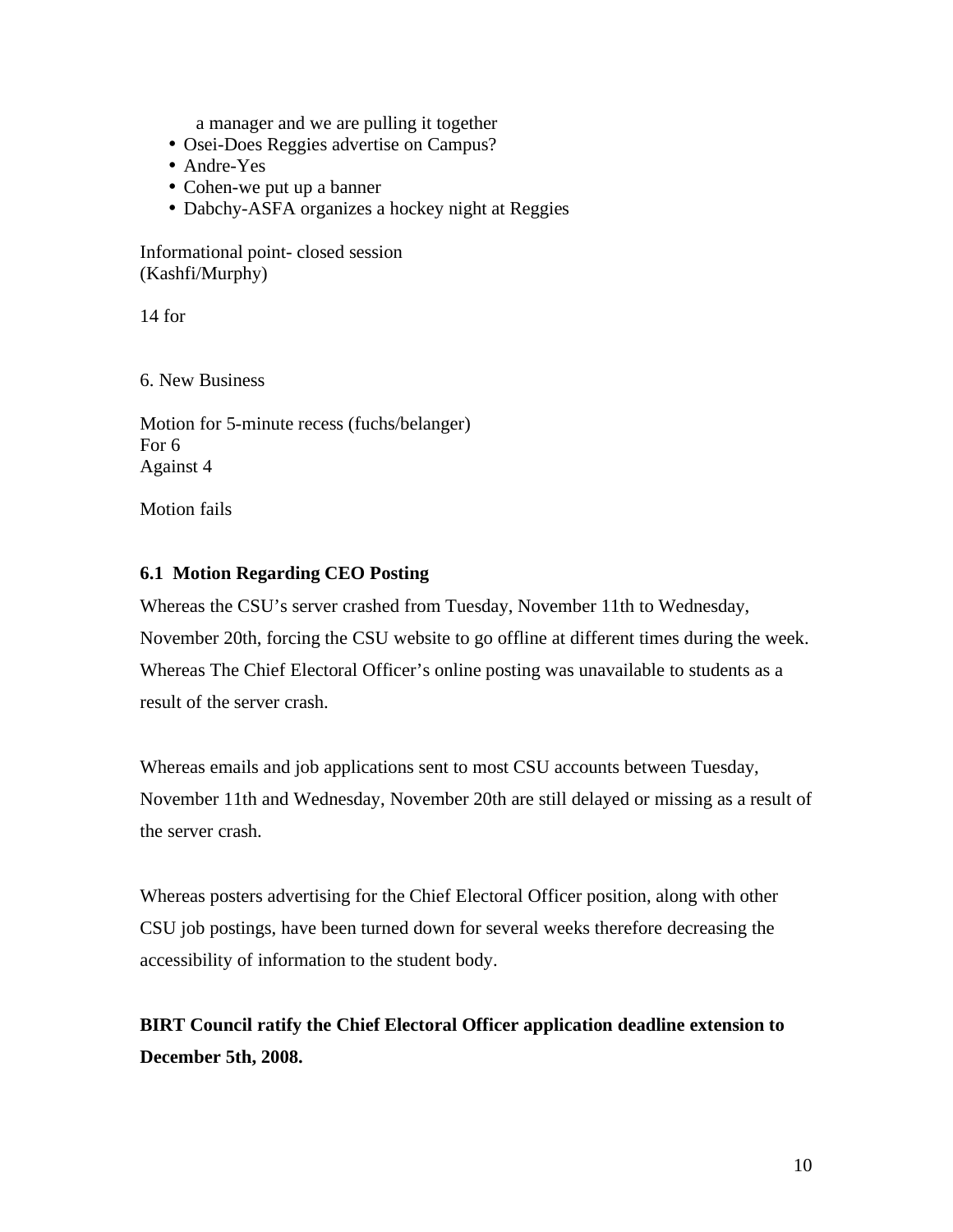a manager and we are pulling it together

- Osei-Does Reggies advertise on Campus?
- Andre-Yes
- Cohen-we put up a banner
- Dabchy-ASFA organizes a hockey night at Reggies

Informational point- closed session
(Kashfi/Murphy)

14 for

6. New Business

Motion for 5-minute recess (fuchs/belanger)
For 6
Against 4

Motion fails

**6.1 Motion Regarding CEO Posting**

Whereas the CSU's server crashed from Tuesday, November 11th to Wednesday, November 20th, forcing the CSU website to go offline at different times during the week. Whereas The Chief Electoral Officer's online posting was unavailable to students as a result of the server crash.

Whereas emails and job applications sent to most CSU accounts between Tuesday, November 11th and Wednesday, November 20th are still delayed or missing as a result of the server crash.

Whereas posters advertising for the Chief Electoral Officer position, along with other CSU job postings, have been turned down for several weeks therefore decreasing the accessibility of information to the student body.

**BIRT Council ratify the Chief Electoral Officer application deadline extension to December 5th, 2008.**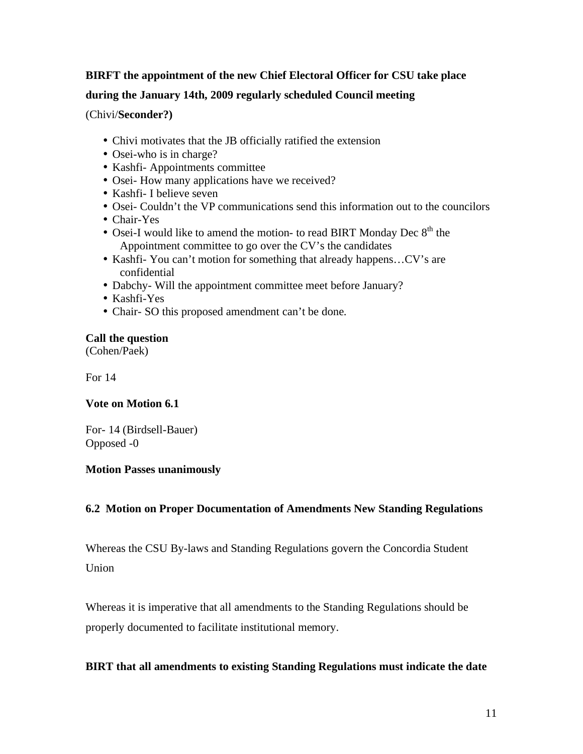**BIRFT the appointment of the new Chief Electoral Officer for CSU take place during the January 14th, 2009 regularly scheduled Council meeting**

(Chivi/**Seconder?)**

- Chivi motivates that the JB officially ratified the extension
- Osei-who is in charge?
- Kashfi- Appointments committee
- Osei- How many applications have we received?
- Kashfi- I believe seven
- Osei- Couldn't the VP communications send this information out to the councilors
- Chair-Yes
- Osei-I would like to amend the motion- to read BIRT Monday Dec 8th the Appointment committee to go over the CV's the candidates
- Kashfi- You can't motion for something that already happens…CV's are confidential
- Dabchy- Will the appointment committee meet before January?
- Kashfi-Yes
- Chair- SO this proposed amendment can't be done.

**Call the question**
(Cohen/Paek)

For 14

**Vote on Motion 6.1**

For- 14 (Birdsell-Bauer)
Opposed -0

**Motion Passes unanimously**

## 6.2 Motion on Proper Documentation of Amendments New Standing Regulations

Whereas the CSU By-laws and Standing Regulations govern the Concordia Student Union

Whereas it is imperative that all amendments to the Standing Regulations should be properly documented to facilitate institutional memory.

**BIRT that all amendments to existing Standing Regulations must indicate the date**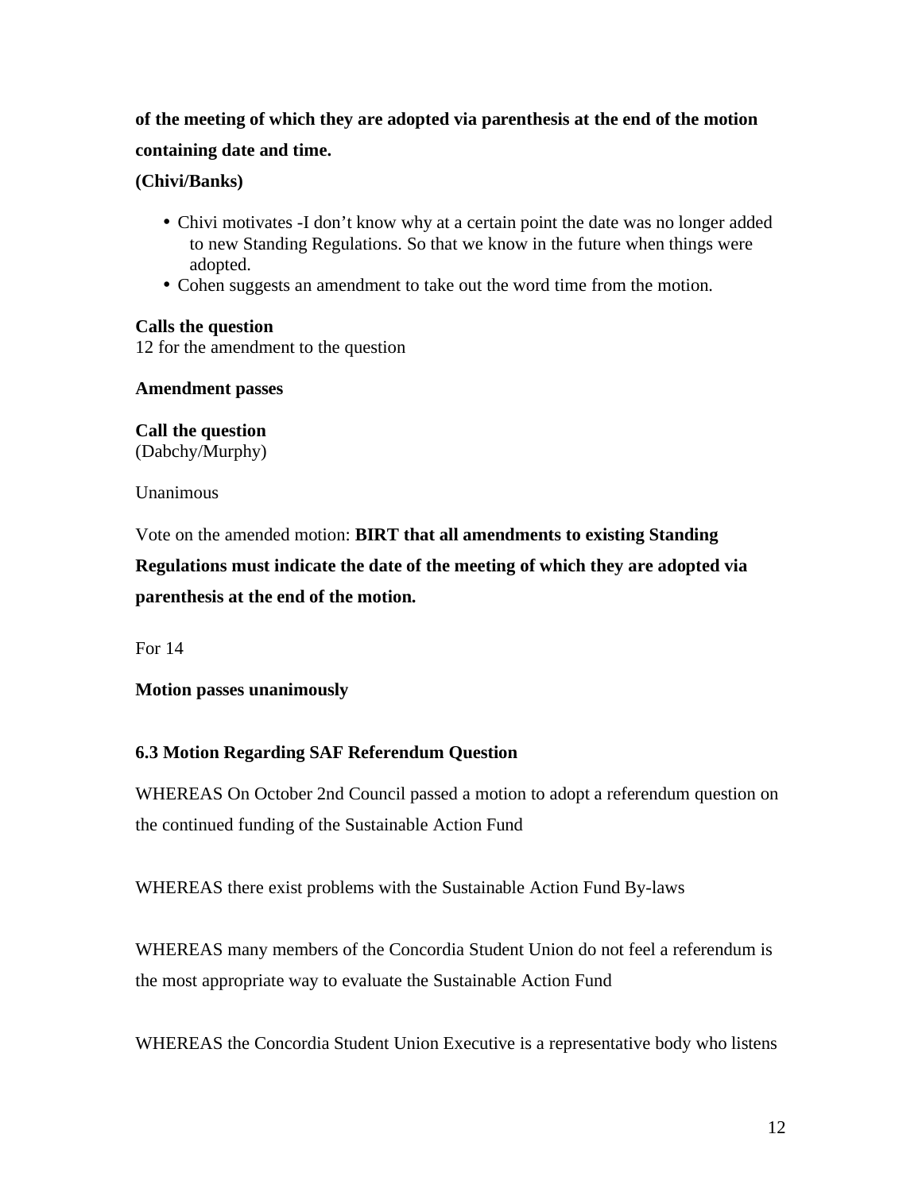**of the meeting of which they are adopted via parenthesis at the end of the motion containing date and time.**

**(Chivi/Banks)**

- Chivi motivates -I don't know why at a certain point the date was no longer added to new Standing Regulations. So that we know in the future when things were adopted.
- Cohen suggests an amendment to take out the word time from the motion.

**Calls the question**
12 for the amendment to the question

**Amendment passes**

**Call the question**
(Dabchy/Murphy)

Unanimous

Vote on the amended motion: **BIRT that all amendments to existing Standing Regulations must indicate the date of the meeting of which they are adopted via parenthesis at the end of the motion.**

For 14

**Motion passes unanimously**

**6.3 Motion Regarding SAF Referendum Question**

WHEREAS On October 2nd Council passed a motion to adopt a referendum question on the continued funding of the Sustainable Action Fund

WHEREAS there exist problems with the Sustainable Action Fund By-laws

WHEREAS many members of the Concordia Student Union do not feel a referendum is the most appropriate way to evaluate the Sustainable Action Fund

WHEREAS the Concordia Student Union Executive is a representative body who listens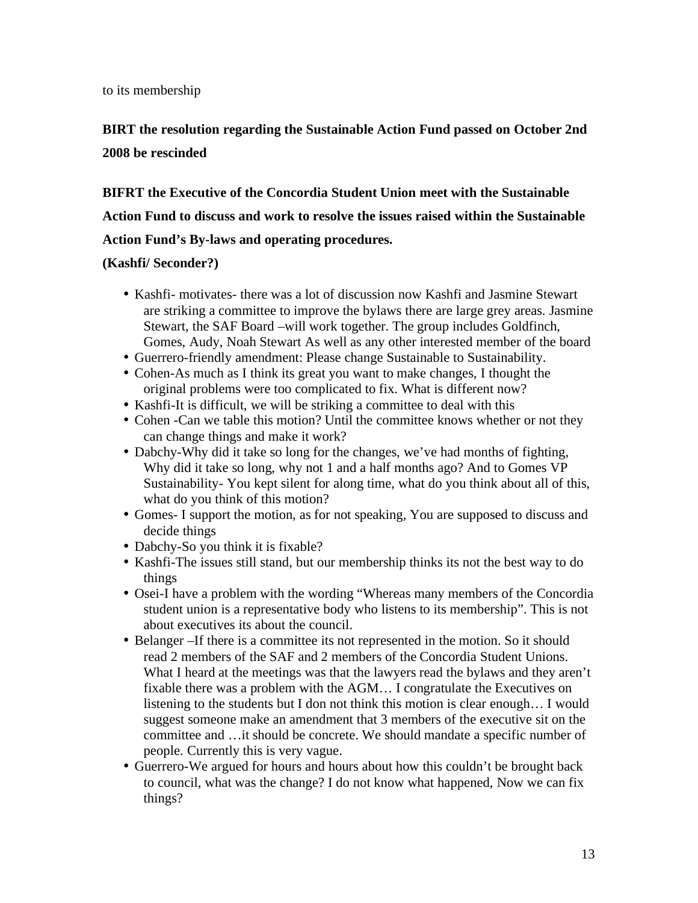to its membership

**BIRT the resolution regarding the Sustainable Action Fund passed on October 2nd 2008 be rescinded**

**BIFRT the Executive of the Concordia Student Union meet with the Sustainable Action Fund to discuss and work to resolve the issues raised within the Sustainable Action Fund's By-laws and operating procedures.**

**(Kashfi/ Seconder?)**

- Kashfi- motivates- there was a lot of discussion now Kashfi and Jasmine Stewart are striking a committee to improve the bylaws there are large grey areas. Jasmine Stewart, the SAF Board –will work together. The group includes Goldfinch, Gomes, Audy, Noah Stewart As well as any other interested member of the board
- Guerrero-friendly amendment: Please change Sustainable to Sustainability.
- Cohen-As much as I think its great you want to make changes, I thought the original problems were too complicated to fix. What is different now?
- Kashfi-It is difficult, we will be striking a committee to deal with this
- Cohen -Can we table this motion? Until the committee knows whether or not they can change things and make it work?
- Dabchy-Why did it take so long for the changes, we've had months of fighting, Why did it take so long, why not 1 and a half months ago? And to Gomes VP Sustainability- You kept silent for along time, what do you think about all of this, what do you think of this motion?
- Gomes- I support the motion, as for not speaking, You are supposed to discuss and decide things
- Dabchy-So you think it is fixable?
- Kashfi-The issues still stand, but our membership thinks its not the best way to do things
- Osei-I have a problem with the wording "Whereas many members of the Concordia student union is a representative body who listens to its membership". This is not about executives its about the council.
- Belanger –If there is a committee its not represented in the motion. So it should read 2 members of the SAF and 2 members of the Concordia Student Unions. What I heard at the meetings was that the lawyers read the bylaws and they aren't fixable there was a problem with the AGM… I congratulate the Executives on listening to the students but I don not think this motion is clear enough… I would suggest someone make an amendment that 3 members of the executive sit on the committee and …it should be concrete. We should mandate a specific number of people. Currently this is very vague.
- Guerrero-We argued for hours and hours about how this couldn't be brought back to council, what was the change? I do not know what happened, Now we can fix things?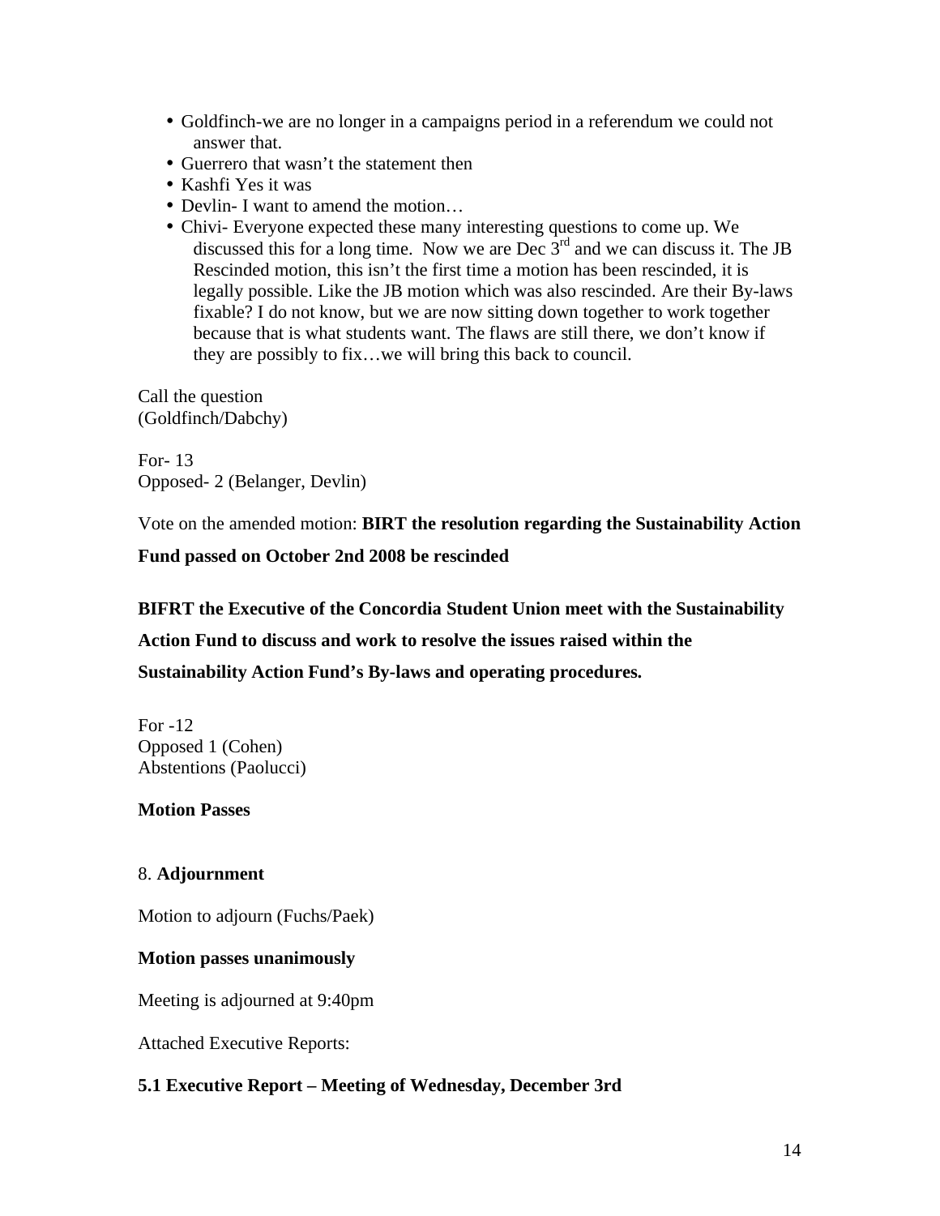- Goldfinch-we are no longer in a campaigns period in a referendum we could not answer that.
- Guerrero that wasn't the statement then
- Kashfi Yes it was
- Devlin- I want to amend the motion…
- Chivi- Everyone expected these many interesting questions to come up. We discussed this for a long time. Now we are Dec 3rd and we can discuss it. The JB Rescinded motion, this isn't the first time a motion has been rescinded, it is legally possible. Like the JB motion which was also rescinded. Are their By-laws fixable? I do not know, but we are now sitting down together to work together because that is what students want. The flaws are still there, we don't know if they are possibly to fix…we will bring this back to council.

Call the question
(Goldfinch/Dabchy)

For- 13
Opposed- 2 (Belanger, Devlin)

Vote on the amended motion: **BIRT the resolution regarding the Sustainability Action Fund passed on October 2nd 2008 be rescinded**

**BIFRT the Executive of the Concordia Student Union meet with the Sustainability Action Fund to discuss and work to resolve the issues raised within the Sustainability Action Fund's By-laws and operating procedures.**

For -12
Opposed 1 (Cohen)
Abstentions (Paolucci)

**Motion Passes**

8. **Adjournment**

Motion to adjourn (Fuchs/Paek)

**Motion passes unanimously**

Meeting is adjourned at 9:40pm

Attached Executive Reports:

**5.1 Executive Report – Meeting of Wednesday, December 3rd**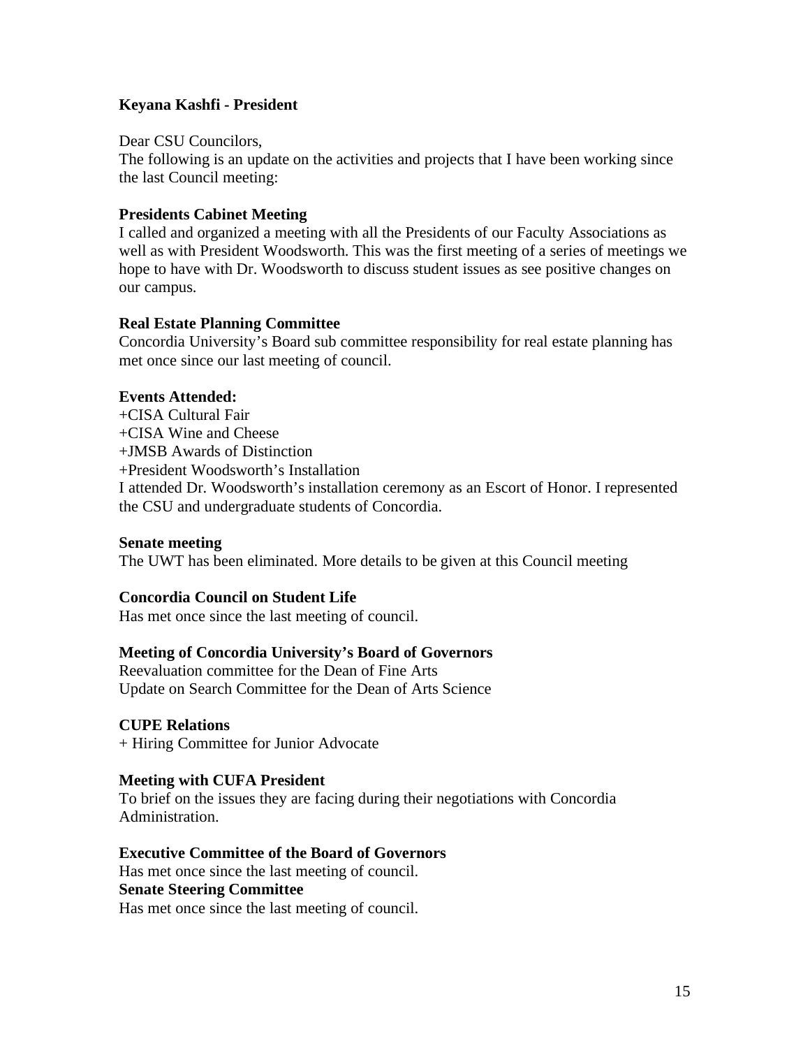**Keyana Kashfi - President**

Dear CSU Councilors,
The following is an update on the activities and projects that I have been working since the last Council meeting:

**Presidents Cabinet Meeting**
I called and organized a meeting with all the Presidents of our Faculty Associations as well as with President Woodsworth. This was the first meeting of a series of meetings we hope to have with Dr. Woodsworth to discuss student issues as see positive changes on our campus.

**Real Estate Planning Committee**
Concordia University's Board sub committee responsibility for real estate planning has met once since our last meeting of council.

**Events Attended:**
+CISA Cultural Fair
+CISA Wine and Cheese
+JMSB Awards of Distinction
+President Woodsworth's Installation
I attended Dr. Woodsworth's installation ceremony as an Escort of Honor. I represented the CSU and undergraduate students of Concordia.

**Senate meeting**
The UWT has been eliminated. More details to be given at this Council meeting

**Concordia Council on Student Life**
Has met once since the last meeting of council.

**Meeting of Concordia University's Board of Governors**
Reevaluation committee for the Dean of Fine Arts
Update on Search Committee for the Dean of Arts Science

**CUPE Relations**
+ Hiring Committee for Junior Advocate

**Meeting with CUFA President**
To brief on the issues they are facing during their negotiations with Concordia Administration.

**Executive Committee of the Board of Governors**
Has met once since the last meeting of council.
**Senate Steering Committee**
Has met once since the last meeting of council.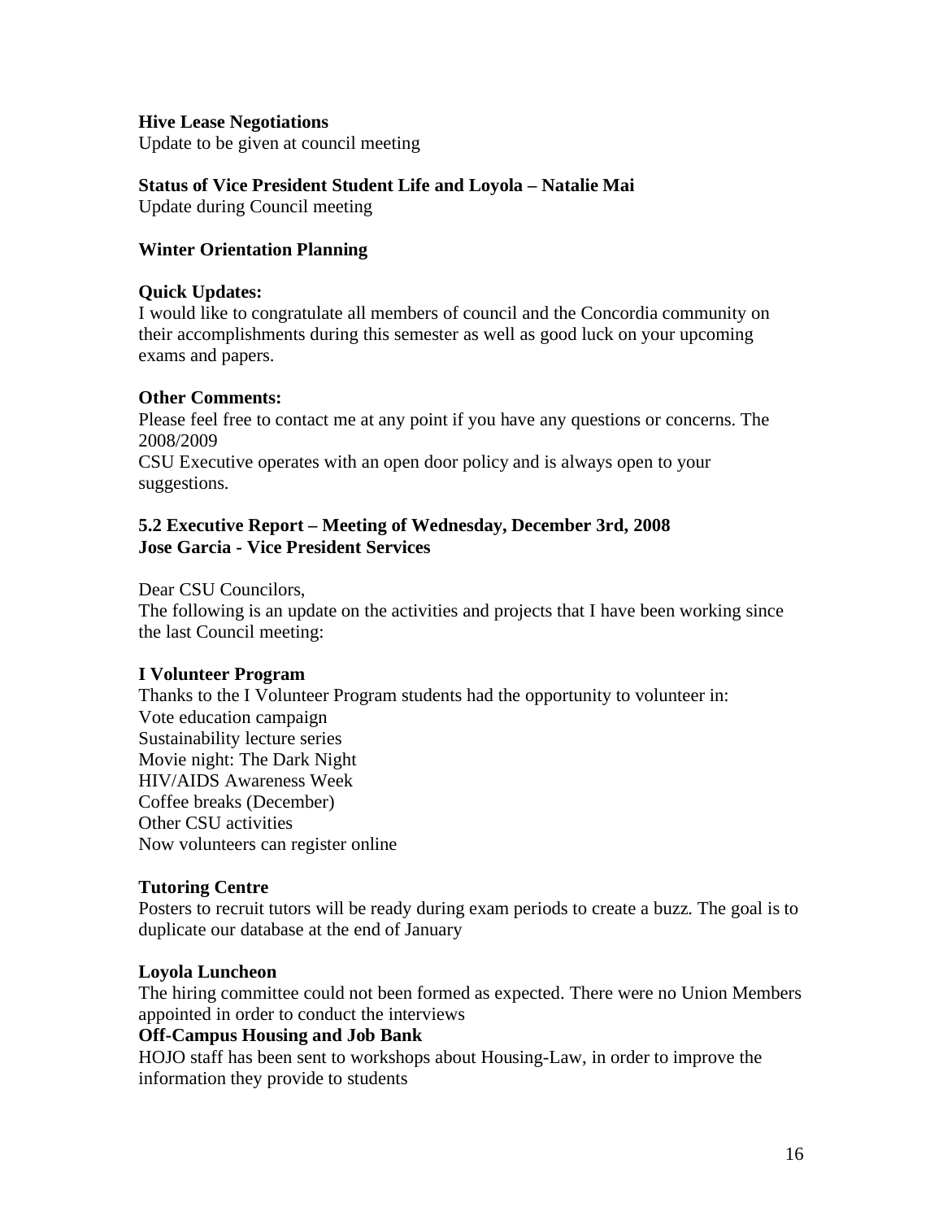**Hive Lease Negotiations**
Update to be given at council meeting

**Status of Vice President Student Life and Loyola – Natalie Mai**
Update during Council meeting

**Winter Orientation Planning**

**Quick Updates:**
I would like to congratulate all members of council and the Concordia community on their accomplishments during this semester as well as good luck on your upcoming exams and papers.

**Other Comments:**
Please feel free to contact me at any point if you have any questions or concerns. The 2008/2009
CSU Executive operates with an open door policy and is always open to your suggestions.

**5.2 Executive Report – Meeting of Wednesday, December 3rd, 2008**
**Jose Garcia - Vice President Services**

Dear CSU Councilors,
The following is an update on the activities and projects that I have been working since the last Council meeting:

**I Volunteer Program**
Thanks to the I Volunteer Program students had the opportunity to volunteer in:
Vote education campaign
Sustainability lecture series
Movie night: The Dark Night
HIV/AIDS Awareness Week
Coffee breaks (December)
Other CSU activities
Now volunteers can register online

**Tutoring Centre**
Posters to recruit tutors will be ready during exam periods to create a buzz. The goal is to duplicate our database at the end of January

**Loyola Luncheon**
The hiring committee could not been formed as expected. There were no Union Members appointed in order to conduct the interviews

**Off-Campus Housing and Job Bank**
HOJO staff has been sent to workshops about Housing-Law, in order to improve the information they provide to students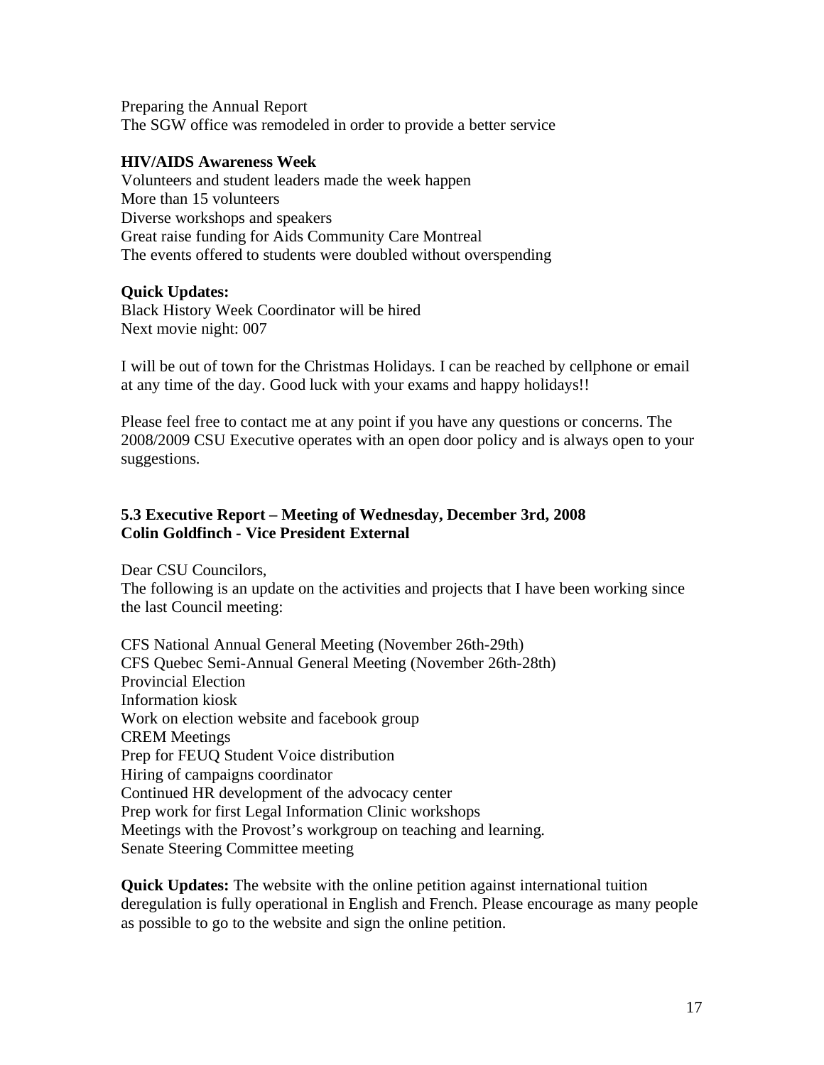Preparing the Annual Report
The SGW office was remodeled in order to provide a better service

**HIV/AIDS Awareness Week**
Volunteers and student leaders made the week happen
More than 15 volunteers
Diverse workshops and speakers
Great raise funding for Aids Community Care Montreal
The events offered to students were doubled without overspending

**Quick Updates:**
Black History Week Coordinator will be hired
Next movie night: 007

I will be out of town for the Christmas Holidays. I can be reached by cellphone or email at any time of the day. Good luck with your exams and happy holidays!!

Please feel free to contact me at any point if you have any questions or concerns. The 2008/2009 CSU Executive operates with an open door policy and is always open to your suggestions.

**5.3 Executive Report – Meeting of Wednesday, December 3rd, 2008**
**Colin Goldfinch - Vice President External**

Dear CSU Councilors,
The following is an update on the activities and projects that I have been working since the last Council meeting:

CFS National Annual General Meeting (November 26th-29th)
CFS Quebec Semi-Annual General Meeting (November 26th-28th)
Provincial Election
Information kiosk
Work on election website and facebook group
CREM Meetings
Prep for FEUQ Student Voice distribution
Hiring of campaigns coordinator
Continued HR development of the advocacy center
Prep work for first Legal Information Clinic workshops
Meetings with the Provost's workgroup on teaching and learning.
Senate Steering Committee meeting

**Quick Updates:** The website with the online petition against international tuition deregulation is fully operational in English and French. Please encourage as many people as possible to go to the website and sign the online petition.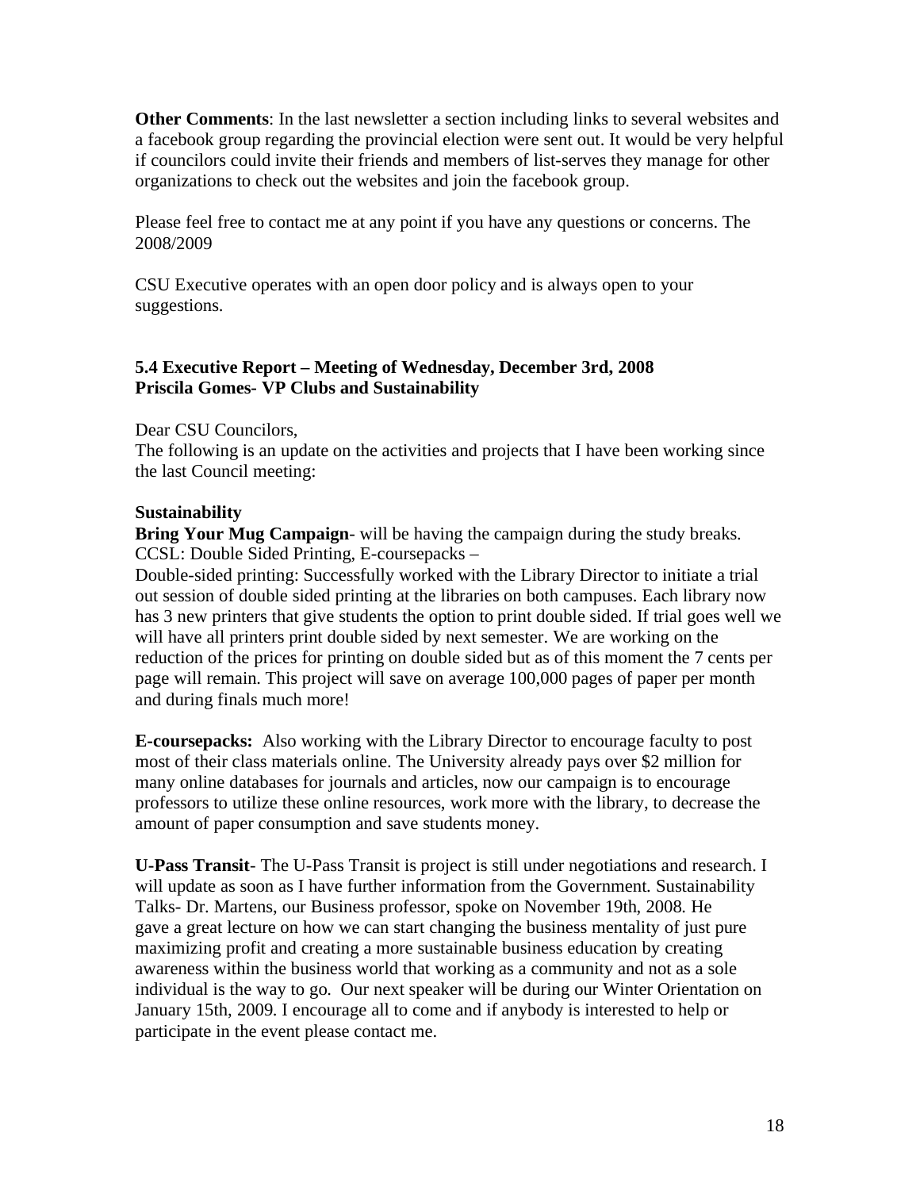**Other Comments**: In the last newsletter a section including links to several websites and a facebook group regarding the provincial election were sent out. It would be very helpful if councilors could invite their friends and members of list-serves they manage for other organizations to check out the websites and join the facebook group.

Please feel free to contact me at any point if you have any questions or concerns. The 2008/2009

CSU Executive operates with an open door policy and is always open to your suggestions.

**5.4 Executive Report – Meeting of Wednesday, December 3rd, 2008**
**Priscila Gomes- VP Clubs and Sustainability**

Dear CSU Councilors,
The following is an update on the activities and projects that I have been working since the last Council meeting:

**Sustainability**
**Bring Your Mug Campaign**- will be having the campaign during the study breaks.
CCSL: Double Sided Printing, E-coursepacks –
Double-sided printing: Successfully worked with the Library Director to initiate a trial out session of double sided printing at the libraries on both campuses. Each library now has 3 new printers that give students the option to print double sided. If trial goes well we will have all printers print double sided by next semester. We are working on the reduction of the prices for printing on double sided but as of this moment the 7 cents per page will remain. This project will save on average 100,000 pages of paper per month and during finals much more!

**E-coursepacks:** Also working with the Library Director to encourage faculty to post most of their class materials online. The University already pays over $2 million for many online databases for journals and articles, now our campaign is to encourage professors to utilize these online resources, work more with the library, to decrease the amount of paper consumption and save students money.

**U-Pass Transit**- The U-Pass Transit is project is still under negotiations and research. I will update as soon as I have further information from the Government. Sustainability Talks- Dr. Martens, our Business professor, spoke on November 19th, 2008. He gave a great lecture on how we can start changing the business mentality of just pure maximizing profit and creating a more sustainable business education by creating awareness within the business world that working as a community and not as a sole individual is the way to go. Our next speaker will be during our Winter Orientation on January 15th, 2009. I encourage all to come and if anybody is interested to help or participate in the event please contact me.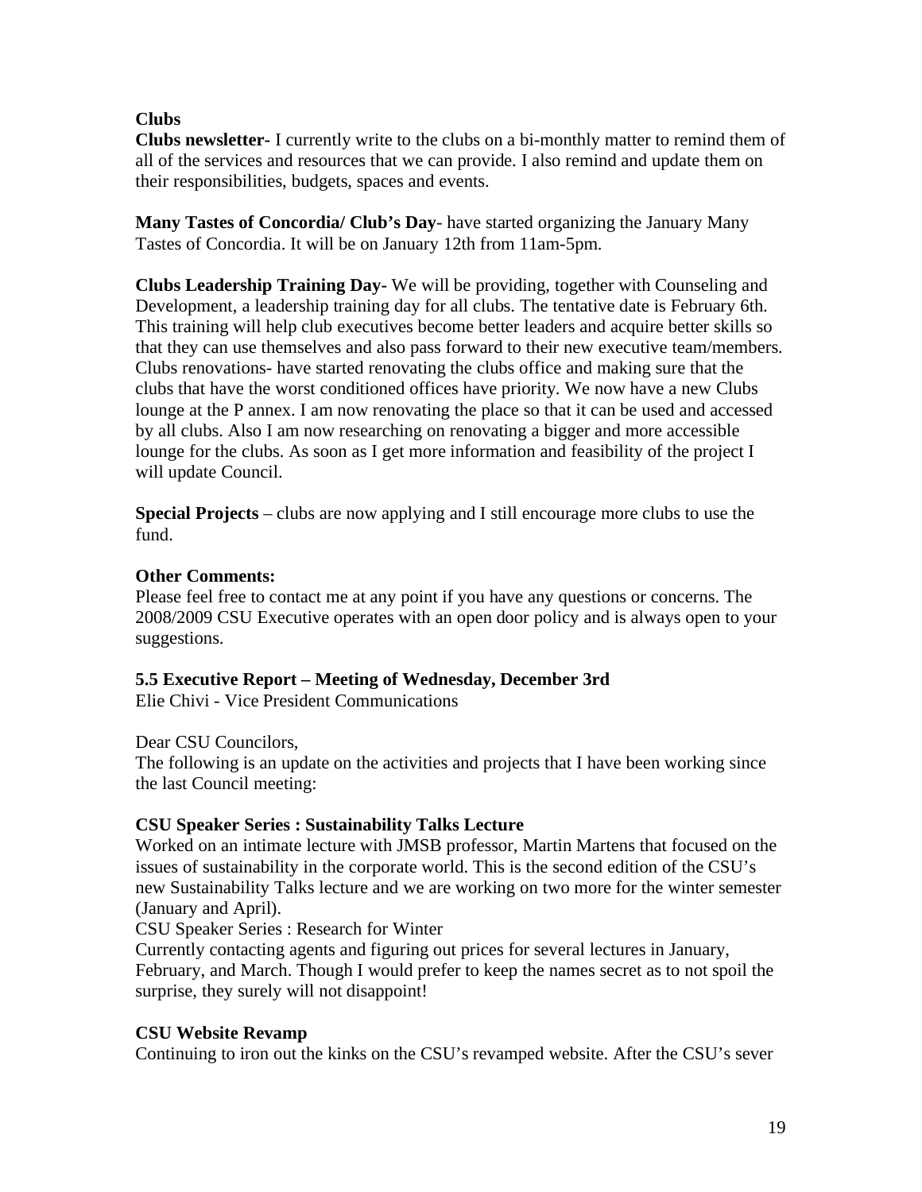**Clubs**

**Clubs newsletter-** I currently write to the clubs on a bi-monthly matter to remind them of all of the services and resources that we can provide. I also remind and update them on their responsibilities, budgets, spaces and events.

**Many Tastes of Concordia/ Club's Day**- have started organizing the January Many Tastes of Concordia. It will be on January 12th from 11am-5pm.

**Clubs Leadership Training Day-** We will be providing, together with Counseling and Development, a leadership training day for all clubs. The tentative date is February 6th. This training will help club executives become better leaders and acquire better skills so that they can use themselves and also pass forward to their new executive team/members. Clubs renovations- have started renovating the clubs office and making sure that the clubs that have the worst conditioned offices have priority. We now have a new Clubs lounge at the P annex. I am now renovating the place so that it can be used and accessed by all clubs. Also I am now researching on renovating a bigger and more accessible lounge for the clubs. As soon as I get more information and feasibility of the project I will update Council.

**Special Projects** – clubs are now applying and I still encourage more clubs to use the fund.

**Other Comments:**

Please feel free to contact me at any point if you have any questions or concerns. The 2008/2009 CSU Executive operates with an open door policy and is always open to your suggestions.

**5.5 Executive Report – Meeting of Wednesday, December 3rd**

Elie Chivi - Vice President Communications

Dear CSU Councilors,

The following is an update on the activities and projects that I have been working since the last Council meeting:

**CSU Speaker Series : Sustainability Talks Lecture**

Worked on an intimate lecture with JMSB professor, Martin Martens that focused on the issues of sustainability in the corporate world. This is the second edition of the CSU's new Sustainability Talks lecture and we are working on two more for the winter semester (January and April).

CSU Speaker Series : Research for Winter

Currently contacting agents and figuring out prices for several lectures in January, February, and March. Though I would prefer to keep the names secret as to not spoil the surprise, they surely will not disappoint!

**CSU Website Revamp**

Continuing to iron out the kinks on the CSU's revamped website. After the CSU's sever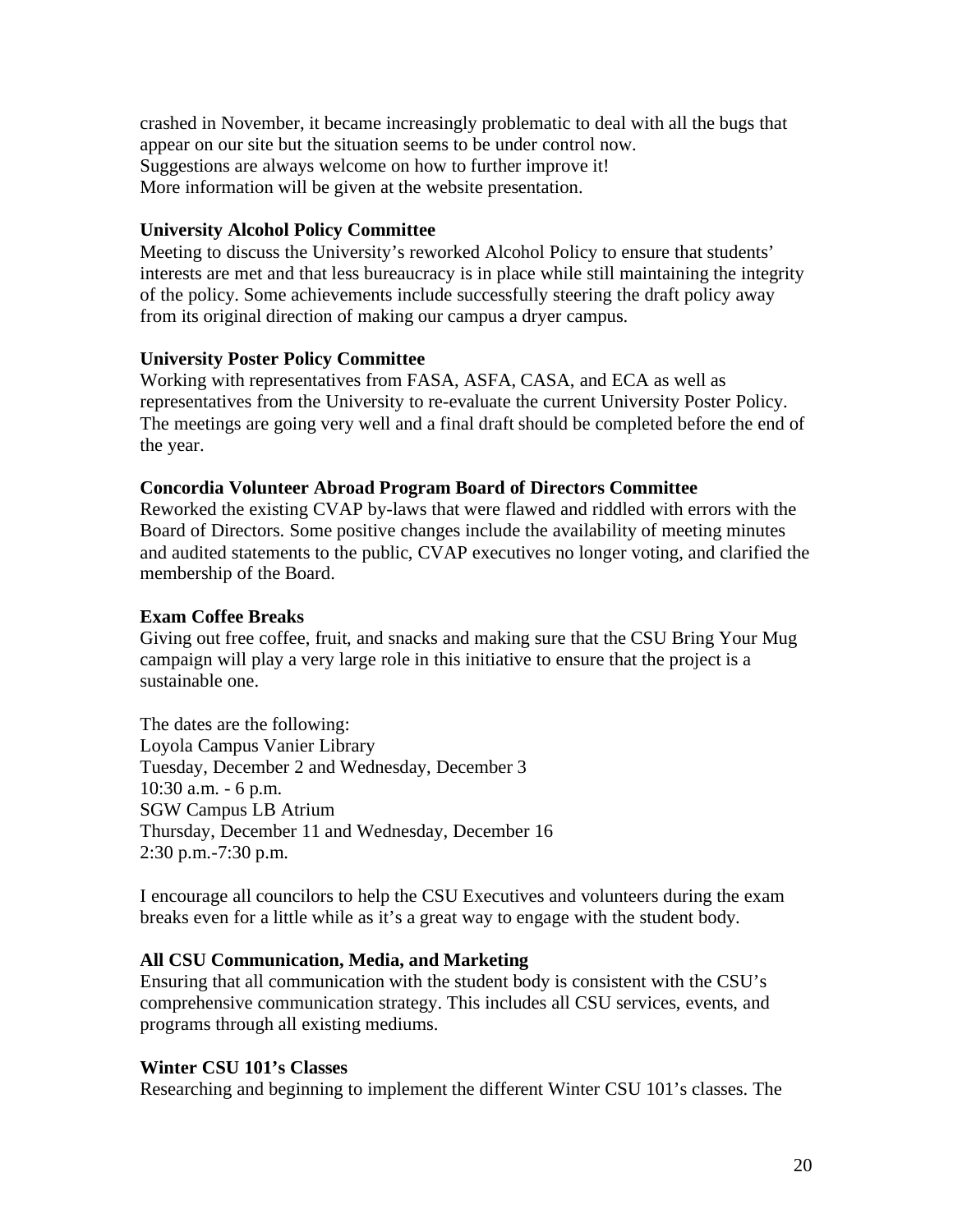crashed in November, it became increasingly problematic to deal with all the bugs that appear on our site but the situation seems to be under control now.
Suggestions are always welcome on how to further improve it!
More information will be given at the website presentation.

**University Alcohol Policy Committee**
Meeting to discuss the University's reworked Alcohol Policy to ensure that students' interests are met and that less bureaucracy is in place while still maintaining the integrity of the policy. Some achievements include successfully steering the draft policy away from its original direction of making our campus a dryer campus.

**University Poster Policy Committee**
Working with representatives from FASA, ASFA, CASA, and ECA as well as representatives from the University to re-evaluate the current University Poster Policy. The meetings are going very well and a final draft should be completed before the end of the year.

**Concordia Volunteer Abroad Program Board of Directors Committee**
Reworked the existing CVAP by-laws that were flawed and riddled with errors with the Board of Directors. Some positive changes include the availability of meeting minutes and audited statements to the public, CVAP executives no longer voting, and clarified the membership of the Board.

**Exam Coffee Breaks**
Giving out free coffee, fruit, and snacks and making sure that the CSU Bring Your Mug campaign will play a very large role in this initiative to ensure that the project is a sustainable one.

The dates are the following:
Loyola Campus Vanier Library
Tuesday, December 2 and Wednesday, December 3
10:30 a.m. - 6 p.m.
SGW Campus LB Atrium
Thursday, December 11 and Wednesday, December 16
2:30 p.m.-7:30 p.m.

I encourage all councilors to help the CSU Executives and volunteers during the exam breaks even for a little while as it's a great way to engage with the student body.

**All CSU Communication, Media, and Marketing**
Ensuring that all communication with the student body is consistent with the CSU's comprehensive communication strategy. This includes all CSU services, events, and programs through all existing mediums.

**Winter CSU 101's Classes**
Researching and beginning to implement the different Winter CSU 101's classes. The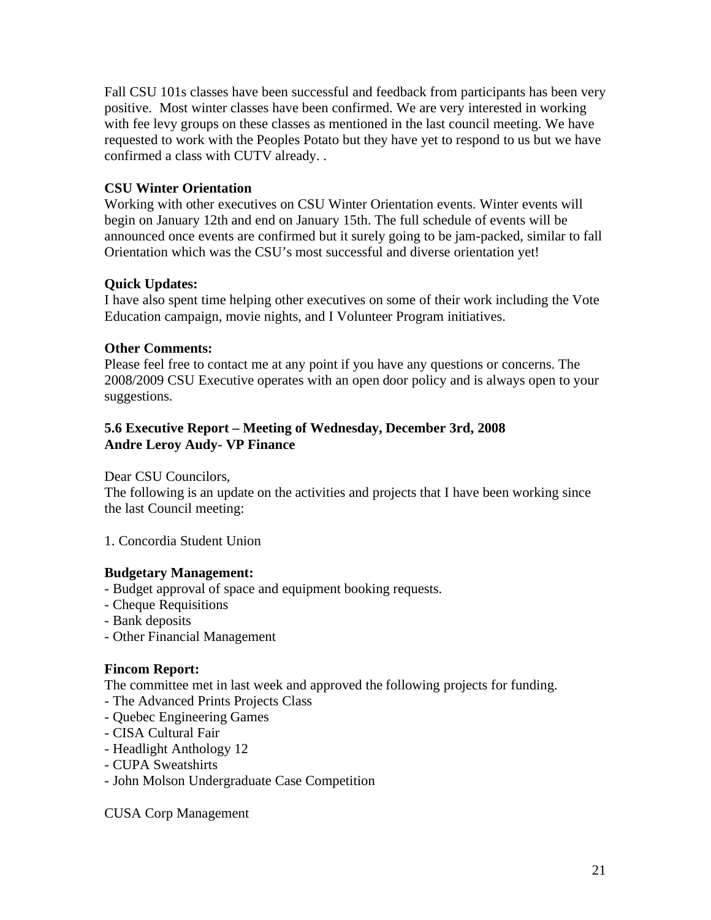Fall CSU 101s classes have been successful and feedback from participants has been very positive. Most winter classes have been confirmed. We are very interested in working with fee levy groups on these classes as mentioned in the last council meeting. We have requested to work with the Peoples Potato but they have yet to respond to us but we have confirmed a class with CUTV already. .

**CSU Winter Orientation**
Working with other executives on CSU Winter Orientation events. Winter events will begin on January 12th and end on January 15th. The full schedule of events will be announced once events are confirmed but it surely going to be jam-packed, similar to fall Orientation which was the CSU's most successful and diverse orientation yet!

**Quick Updates:**
I have also spent time helping other executives on some of their work including the Vote Education campaign, movie nights, and I Volunteer Program initiatives.

**Other Comments:**
Please feel free to contact me at any point if you have any questions or concerns. The 2008/2009 CSU Executive operates with an open door policy and is always open to your suggestions.

**5.6 Executive Report – Meeting of Wednesday, December 3rd, 2008**
**Andre Leroy Audy- VP Finance**

Dear CSU Councilors,
The following is an update on the activities and projects that I have been working since the last Council meeting:

1. Concordia Student Union

**Budgetary Management:**
- Budget approval of space and equipment booking requests.
- Cheque Requisitions
- Bank deposits
- Other Financial Management

**Fincom Report:**
The committee met in last week and approved the following projects for funding.
- The Advanced Prints Projects Class
- Quebec Engineering Games
- CISA Cultural Fair
- Headlight Anthology 12
- CUPA Sweatshirts
- John Molson Undergraduate Case Competition

CUSA Corp Management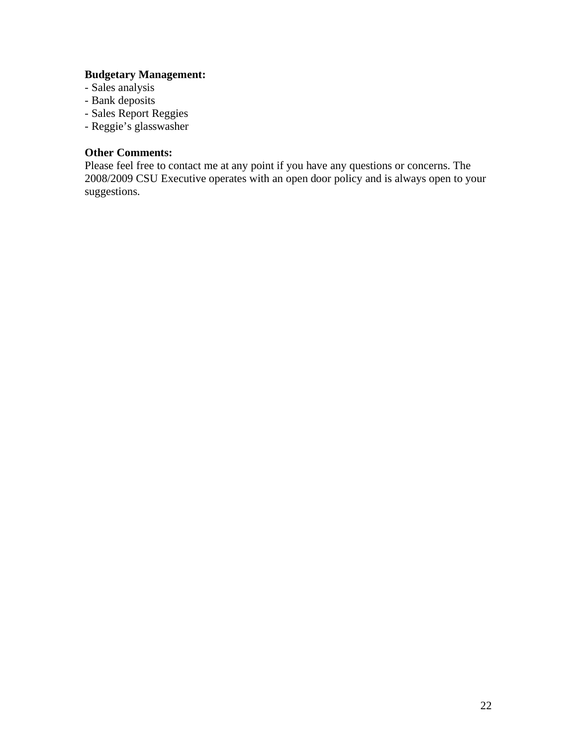**Budgetary Management:**
- Sales analysis
- Bank deposits
- Sales Report Reggies
- Reggie's glasswasher

**Other Comments:**
Please feel free to contact me at any point if you have any questions or concerns. The 2008/2009 CSU Executive operates with an open door policy and is always open to your suggestions.